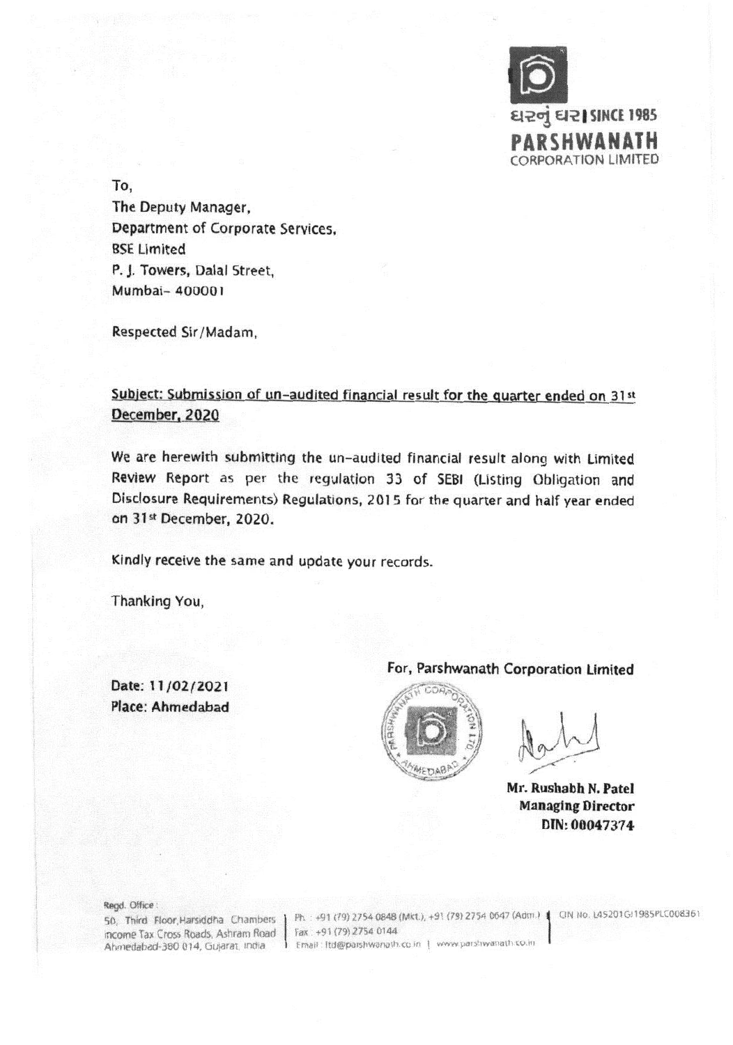ઘરનું ઘર | SINCE 1985
**PARSHWANATH**
CORPORATION LIMITED

To,
The Deputy Manager,
Department of Corporate Services,
BSE Limited
P. J. Towers, Dalal Street,
Mumbai- 400001

Respected Sir/Madam,

**Subject: Submission of un-audited financial result for the quarter ended on 31st December, 2020**

We are herewith submitting the un-audited financial result along with Limited Review Report as per the regulation 33 of SEBI (Listing Obligation and Disclosure Requirements) Regulations, 2015 for the quarter and half year ended on 31st December, 2020.

Kindly receive the same and update your records.

Thanking You,

For, Parshwanath Corporation Limited

Date: 11/02/2021
Place: Ahmedabad

**Mr. Rushabh N. Patel**
**Managing Director**
**DIN: 00047374**

Regd. Office:
50, Third Floor, Harsiddha Chambers
Income Tax Cross Roads, Ashram Road
Ahmedabad-380 014, Gujarat, India

Ph.: +91 (79) 2754 0848 (Mkt.), +91 (79) 2754 0647 (Adm.)
Fax: +91 (79) 2754 0144
Email: ltd@parshwanath.co.in | www.parshwanath.co.in

CIN No. L45201GJ1985PLC008361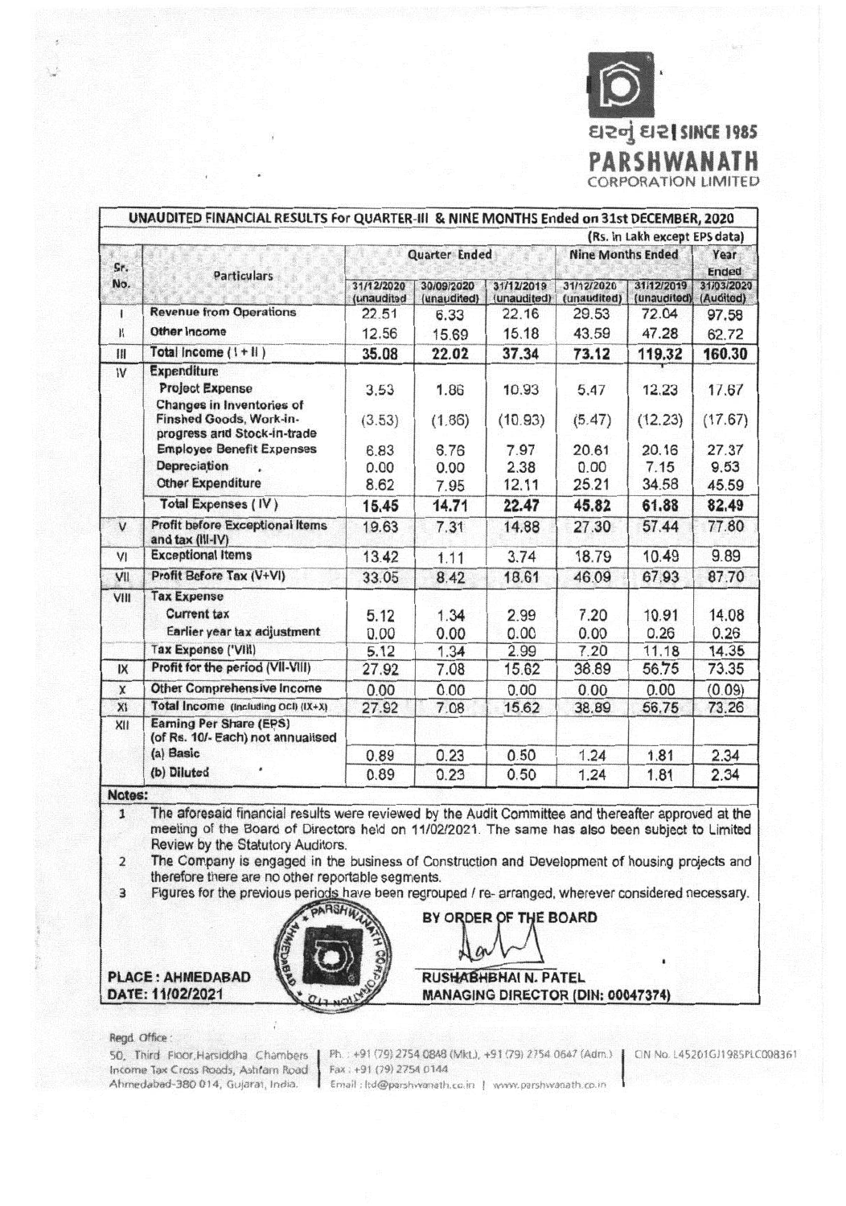ઘરનું ઘર | SINCE 1985

**PARSHWANATH**
CORPORATION LIMITED

## UNAUDITED FINANCIAL RESULTS For QUARTER-III & NINE MONTHS Ended on 31st DECEMBER, 2020

(Rs. in Lakh except EPS data)

| Sr. No. | Particulars | Quarter Ended | | | Nine Months Ended | | Year Ended |
|---|---|---|---|---|---|---|---|
| | | 31/12/2020 (unaudited) | 30/09/2020 (unaudited) | 31/12/2019 (unaudited) | 31/12/2020 (unaudited) | 31/12/2019 (unaudited) | 31/03/2020 (Audited) |
| I | Revenue from Operations | 22.51 | 6.33 | 22.16 | 29.53 | 72.04 | 97.58 |
| II | Other Income | 12.56 | 15.69 | 15.18 | 43.59 | 47.28 | 62.72 |
| III | **Total Income ( I + II )** | **35.08** | **22.02** | **37.34** | **73.12** | **119.32** | **160.30** |
| IV | **Expenditure** | | | | | | |
| | Project Expense | 3.53 | 1.86 | 10.93 | 5.47 | 12.23 | 17.67 |
| | Changes in Inventories of Finshed Goods, Work-in-progress and Stock-in-trade | (3.53) | (1.86) | (10.93) | (5.47) | (12.23) | (17.67) |
| | Employee Benefit Expenses | 6.83 | 6.76 | 7.97 | 20.61 | 20.16 | 27.37 |
| | Depreciation | 0.00 | 0.00 | 2.38 | 0.00 | 7.15 | 9.53 |
| | Other Expenditure | 8.62 | 7.95 | 12.11 | 25.21 | 34.58 | 45.59 |
| | **Total Expenses ( IV )** | **15.45** | **14.71** | **22.47** | **45.82** | **61.88** | **82.49** |
| V | Profit before Exceptional Items and tax (III-IV) | 19.63 | 7.31 | 14.88 | 27.30 | 57.44 | 77.80 |
| VI | Exceptional Items | 13.42 | 1.11 | 3.74 | 18.79 | 10.49 | 9.89 |
| VII | Profit Before Tax (V+VI) | 33.05 | 8.42 | 18.61 | 46.09 | 67.93 | 87.70 |
| VIII | **Tax Expense** | | | | | | |
| | Current tax | 5.12 | 1.34 | 2.99 | 7.20 | 10.91 | 14.08 |
| | Earlier year tax adjustment | 0.00 | 0.00 | 0.00 | 0.00 | 0.26 | 0.26 |
| | Tax Expense ('VIII) | 5.12 | 1.34 | 2.99 | 7.20 | 11.18 | 14.35 |
| IX | Profit for the period (VII-VIII) | 27.92 | 7.08 | 15.62 | 38.89 | 56.75 | 73.35 |
| X | Other Comprehensive Income | 0.00 | 0.00 | 0.00 | 0.00 | 0.00 | (0.09) |
| XI | Total Income (Including OCI) (IX+X) | 27.92 | 7.08 | 15.62 | 38.89 | 56.75 | 73.26 |
| XII | Earning Per Share (EPS) (of Rs. 10/- Each) not annualised | | | | | | |
| | (a) Basic | 0.89 | 0.23 | 0.50 | 1.24 | 1.81 | 2.34 |
| | (b) Diluted | 0.89 | 0.23 | 0.50 | 1.24 | 1.81 | 2.34 |

**Notes:**

1. The aforesaid financial results were reviewed by the Audit Committee and thereafter approved at the meeting of the Board of Directors held on 11/02/2021. The same has also been subject to Limited Review by the Statutory Auditors.
2. The Company is engaged in the business of Construction and Development of housing projects and therefore there are no other reportable segments.
3. Figures for the previous periods have been regrouped / re- arranged, wherever considered necessary.

**BY ORDER OF THE BOARD**

**PLACE : AHMEDABAD**
**DATE: 11/02/2021**

**RUSHABHBHAI N. PATEL**
**MANAGING DIRECTOR (DIN: 00047374)**

Regd. Office :
50, Third Floor,Harsiddha Chambers Income Tax Cross Roads, Ashram Road Ahmedabad-380 014, Gujarat, India.
Ph. : +91 (79) 2754 0848 (Mkt.), +91 (79) 2754 0647 (Adm.)
Fax : +91 (79) 2754 0144
Email : ltd@parshwanath.co.in | www.parshwanath.co.in
CIN No. L45201GJ1985PLC008361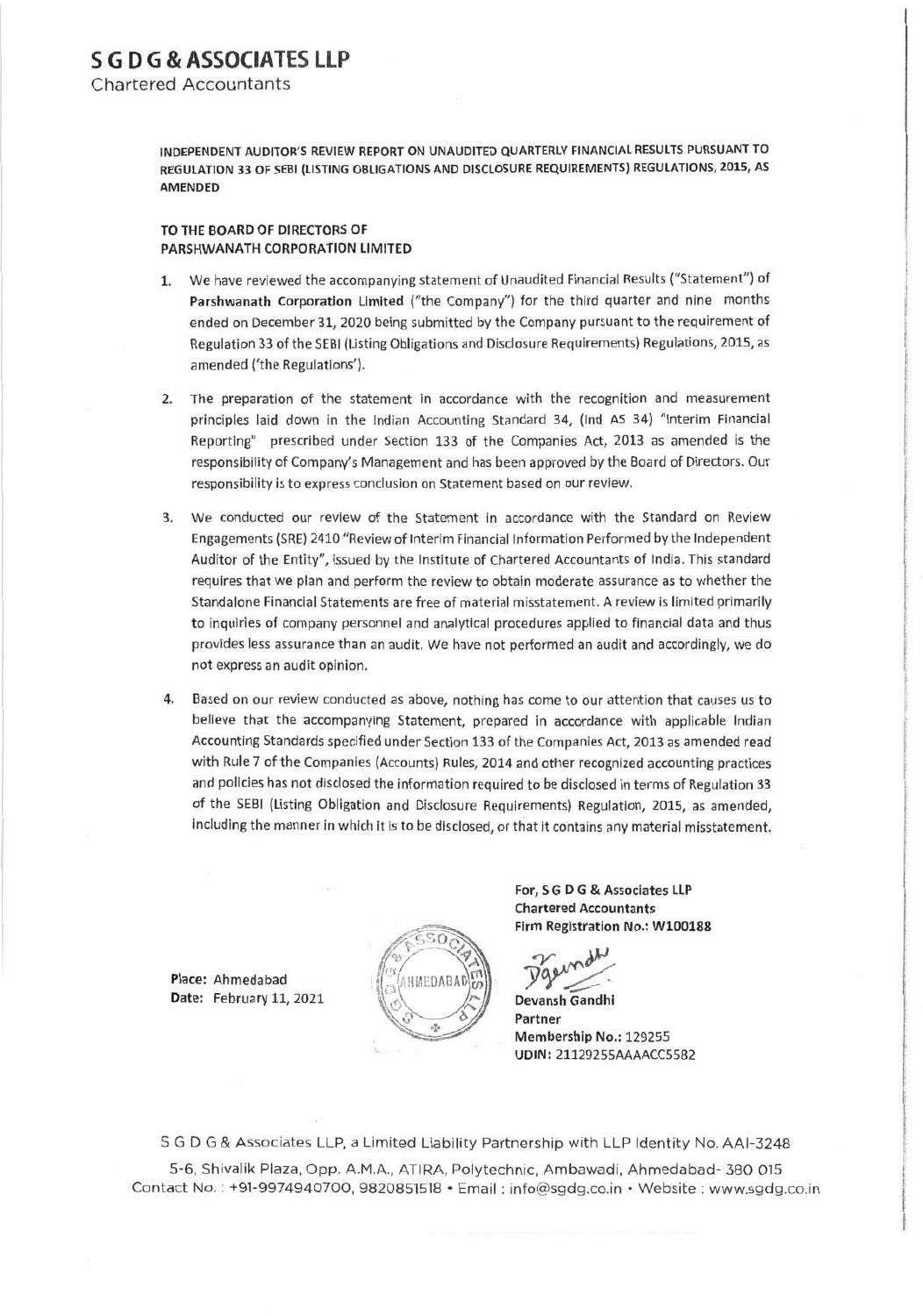# S G D G & ASSOCIATES LLP

Chartered Accountants

**INDEPENDENT AUDITOR'S REVIEW REPORT ON UNAUDITED QUARTERLY FINANCIAL RESULTS PURSUANT TO REGULATION 33 OF SEBI (LISTING OBLIGATIONS AND DISCLOSURE REQUIREMENTS) REGULATIONS, 2015, AS AMENDED**

**TO THE BOARD OF DIRECTORS OF**
**PARSHWANATH CORPORATION LIMITED**

1. We have reviewed the accompanying statement of Unaudited Financial Results ("Statement") of **Parshwanath Corporation Limited** ("the Company") for the third quarter and nine months ended on December 31, 2020 being submitted by the Company pursuant to the requirement of Regulation 33 of the SEBI (Listing Obligations and Disclosure Requirements) Regulations, 2015, as amended ('the Regulations').

2. The preparation of the statement in accordance with the recognition and measurement principles laid down in the Indian Accounting Standard 34, (Ind AS 34) "Interim Financial Reporting" prescribed under Section 133 of the Companies Act, 2013 as amended is the responsibility of Company's Management and has been approved by the Board of Directors. Our responsibility is to express conclusion on Statement based on our review.

3. We conducted our review of the Statement in accordance with the Standard on Review Engagements (SRE) 2410 "Review of Interim Financial Information Performed by the Independent Auditor of the Entity", issued by the Institute of Chartered Accountants of India. This standard requires that we plan and perform the review to obtain moderate assurance as to whether the Standalone Financial Statements are free of material misstatement. A review is limited primarily to inquiries of company personnel and analytical procedures applied to financial data and thus provides less assurance than an audit. We have not performed an audit and accordingly, we do not express an audit opinion.

4. Based on our review conducted as above, nothing has come to our attention that causes us to believe that the accompanying Statement, prepared in accordance with applicable Indian Accounting Standards specified under Section 133 of the Companies Act, 2013 as amended read with Rule 7 of the Companies (Accounts) Rules, 2014 and other recognized accounting practices and policies has not disclosed the information required to be disclosed in terms of Regulation 33 of the SEBI (Listing Obligation and Disclosure Requirements) Regulation, 2015, as amended, including the manner in which it is to be disclosed, or that it contains any material misstatement.

**For, S G D G & Associates LLP**
**Chartered Accountants**
**Firm Registration No.: W100188**

**Devansh Gandhi**
**Partner**
**Membership No.: 129255**
**UDIN: 21129255AAAACC5582**

**Place:** Ahmedabad
**Date:** February 11, 2021

S G D G & Associates LLP, a Limited Liability Partnership with LLP Identity No. AAI-3248

5-6, Shivalik Plaza, Opp. A.M.A., ATIRA, Polytechnic, Ambawadi, Ahmedabad- 380 015
Contact No. : +91-9974940700, 9820851518 • Email : info@sgdg.co.in • Website : www.sgdg.co.in